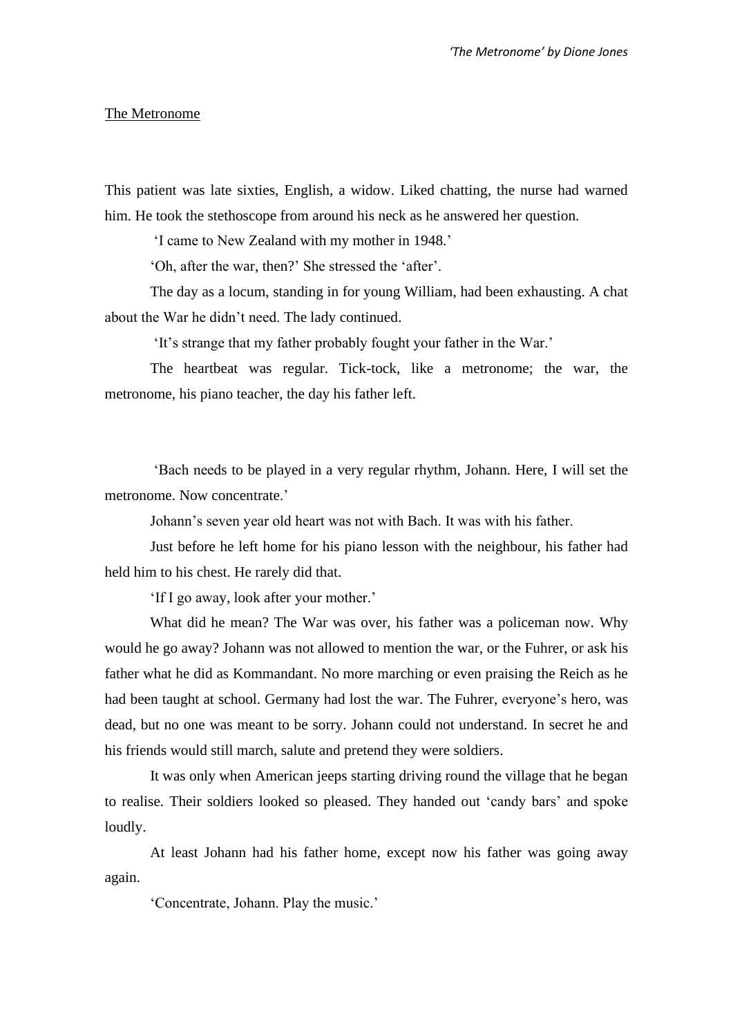# The Metronome

This patient was late sixties, English, a widow. Liked chatting, the nurse had warned him. He took the stethoscope from around his neck as he answered her question.

'I came to New Zealand with my mother in 1948.'

'Oh, after the war, then?' She stressed the 'after'.

The day as a locum, standing in for young William, had been exhausting. A chat about the War he didn't need. The lady continued.

'It's strange that my father probably fought your father in the War.'

The heartbeat was regular. Tick-tock, like a metronome; the war, the metronome, his piano teacher, the day his father left.

'Bach needs to be played in a very regular rhythm, Johann. Here, I will set the metronome. Now concentrate.'

Johann's seven year old heart was not with Bach. It was with his father.

Just before he left home for his piano lesson with the neighbour, his father had held him to his chest. He rarely did that.

'If I go away, look after your mother.'

What did he mean? The War was over, his father was a policeman now. Why would he go away? Johann was not allowed to mention the war, or the Fuhrer, or ask his father what he did as Kommandant. No more marching or even praising the Reich as he had been taught at school. Germany had lost the war. The Fuhrer, everyone's hero, was dead, but no one was meant to be sorry. Johann could not understand. In secret he and his friends would still march, salute and pretend they were soldiers.

It was only when American jeeps starting driving round the village that he began to realise. Their soldiers looked so pleased. They handed out 'candy bars' and spoke loudly.

At least Johann had his father home, except now his father was going away again.

'Concentrate, Johann. Play the music.'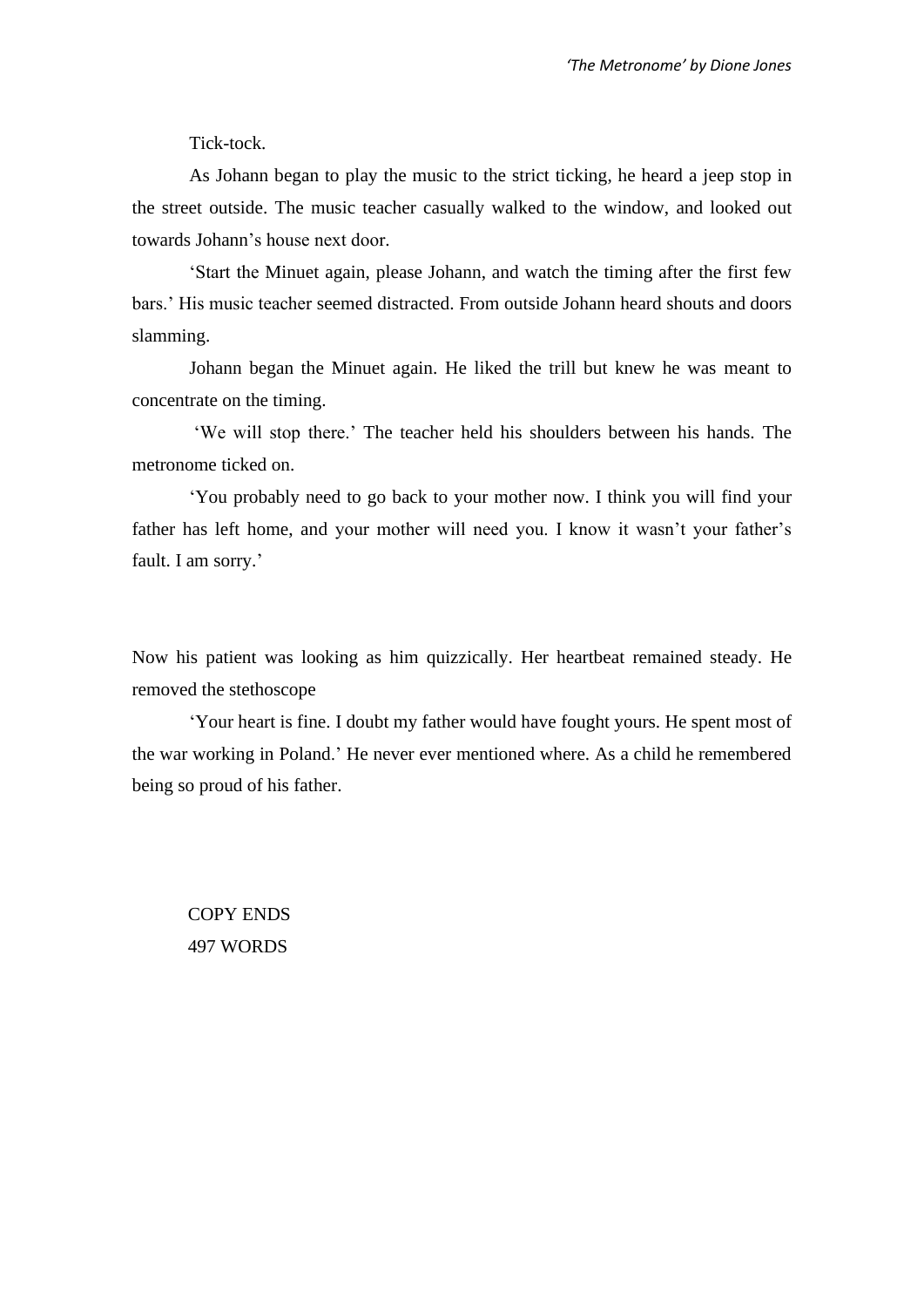Tick-tock.

As Johann began to play the music to the strict ticking, he heard a jeep stop in the street outside. The music teacher casually walked to the window, and looked out towards Johann's house next door.

'Start the Minuet again, please Johann, and watch the timing after the first few bars.' His music teacher seemed distracted. From outside Johann heard shouts and doors slamming.

Johann began the Minuet again. He liked the trill but knew he was meant to concentrate on the timing.

'We will stop there.' The teacher held his shoulders between his hands. The metronome ticked on.

'You probably need to go back to your mother now. I think you will find your father has left home, and your mother will need you. I know it wasn't your father's fault. I am sorry.'

Now his patient was looking as him quizzically. Her heartbeat remained steady. He removed the stethoscope

'Your heart is fine. I doubt my father would have fought yours. He spent most of the war working in Poland.' He never ever mentioned where. As a child he remembered being so proud of his father.

COPY ENDS

497 WORDS